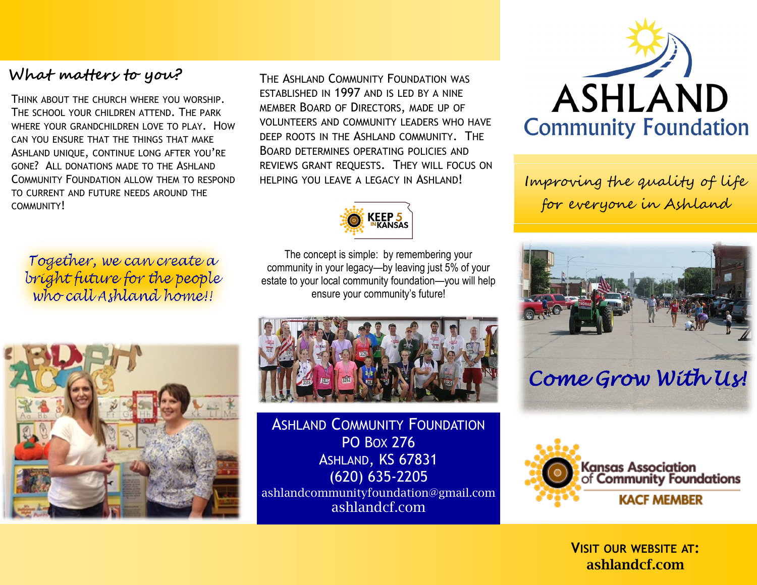## What matters to you?

Think about the church where you worship. The school your children attend. The park where your grandchildren love to play. How can you ensure that the things that make Ashland unique, continue long after you're gone? All donations made to the Ashland Community Foundation allow them to respond to current and future needs around the community!

*Together, we can create a bright future for the people who call Ashland home!!*

The Ashland Community Foundation was established in 1997 and is led by a nine member Board of Directors, made up of volunteers and community leaders who have deep roots in the Ashland community. The Board determines operating policies and reviews grant requests. They will focus on helping you leave a legacy in Ashland!

KEEP 5 IN KANSAS

The concept is simple: by remembering your community in your legacy—by leaving just 5% of your estate to your local community foundation—you will help ensure your community's future!

**Ashland Community Foundation**
PO Box 276
Ashland, KS 67831
(620) 635-2205
ashlandcommunityfoundation@gmail.com
ashlandcf.com

# ASHLAND Community Foundation

*Improving the quality of life for everyone in Ashland*

*Come Grow With Us!*

Kansas Association of Community Foundations
KACF MEMBER

**Visit our website at:**
**ashlandcf.com**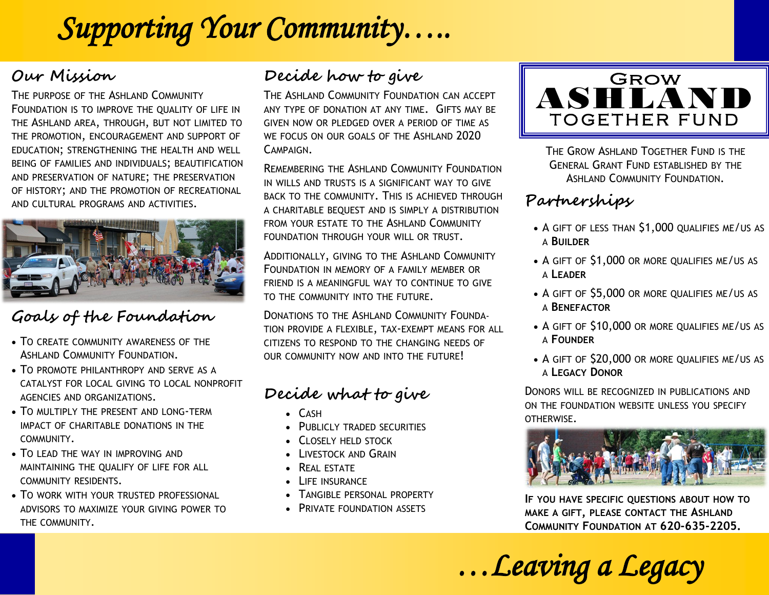# Supporting Your Community…..

## Our Mission

The purpose of the Ashland Community Foundation is to improve the quality of life in the Ashland area, through, but not limited to the promotion, encouragement and support of education; strengthening the health and well being of families and individuals; beautification and preservation of nature; the preservation of history; and the promotion of recreational and cultural programs and activities.

## Goals of the Foundation

- To create community awareness of the Ashland Community Foundation.
- To promote philanthropy and serve as a catalyst for local giving to local nonprofit agencies and organizations.
- To multiply the present and long-term impact of charitable donations in the community.
- To lead the way in improving and maintaining the qualify of life for all community residents.
- To work with your trusted professional advisors to maximize your giving power to the community.

## Decide how to give

The Ashland Community Foundation can accept any type of donation at any time. Gifts may be given now or pledged over a period of time as we focus on our goals of the Ashland 2020 Campaign.

Remembering the Ashland Community Foundation in wills and trusts is a significant way to give back to the community. This is achieved through a charitable bequest and is simply a distribution from your estate to the Ashland Community Foundation through your will or trust.

Additionally, giving to the Ashland Community Foundation in memory of a family member or friend is a meaningful way to continue to give to the community into the future.

Donations to the Ashland Community Foundation provide a flexible, tax-exempt means for all citizens to respond to the changing needs of our community now and into the future!

## Decide what to give

- Cash
- Publicly traded securities
- Closely held stock
- Livestock and Grain
- Real Estate
- Life Insurance
- Tangible personal property
- Private foundation assets

## Grow ASHLAND Together Fund

The Grow Ashland Together Fund is the General Grant Fund established by the Ashland Community Foundation.

## Partnerships

- A gift of less than $1,000 qualifies me/us as a **Builder**
- A gift of $1,000 or more qualifies me/us as a **Leader**
- A gift of $5,000 or more qualifies me/us as a **Benefactor**
- A gift of $10,000 or more qualifies me/us as a **Founder**
- A gift of $20,000 or more qualifies me/us as a **Legacy Donor**

Donors will be recognized in publications and on the foundation website unless you specify otherwise.

**If you have specific questions about how to make a gift, please contact the Ashland Community Foundation at 620-635-2205.**

*…Leaving a Legacy*